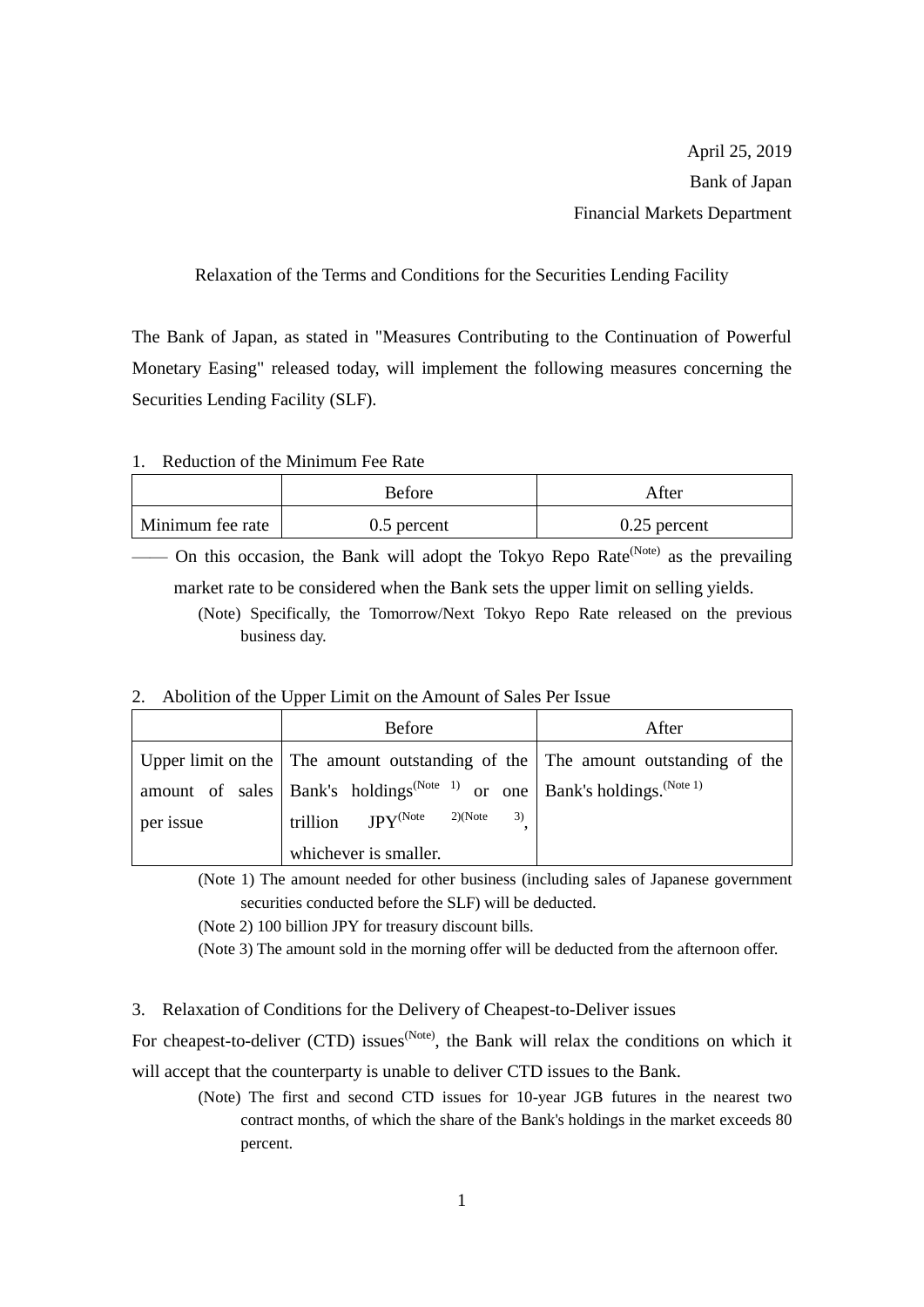April 25, 2019

Bank of Japan

Financial Markets Department

# Relaxation of the Terms and Conditions for the Securities Lending Facility

The Bank of Japan, as stated in "Measures Contributing to the Continuation of Powerful Monetary Easing" released today, will implement the following measures concerning the Securities Lending Facility (SLF).

## 1. Reduction of the Minimum Fee Rate

| | Before | After |
|---|---|---|
| Minimum fee rate | 0.5 percent | 0.25 percent |

―― On this occasion, the Bank will adopt the Tokyo Repo Rate(Note) as the prevailing market rate to be considered when the Bank sets the upper limit on selling yields.

(Note) Specifically, the Tomorrow/Next Tokyo Repo Rate released on the previous business day.

## 2. Abolition of the Upper Limit on the Amount of Sales Per Issue

| | Before | After |
|---|---|---|
| Upper limit on the amount of sales per issue | The amount outstanding of the Bank's holdings(Note 1) or one trillion JPY(Note 2)(Note 3), whichever is smaller. | The amount outstanding of the Bank's holdings.(Note 1) |

(Note 1) The amount needed for other business (including sales of Japanese government securities conducted before the SLF) will be deducted.

(Note 2) 100 billion JPY for treasury discount bills.

(Note 3) The amount sold in the morning offer will be deducted from the afternoon offer.

## 3. Relaxation of Conditions for the Delivery of Cheapest-to-Deliver issues

For cheapest-to-deliver (CTD) issues(Note), the Bank will relax the conditions on which it will accept that the counterparty is unable to deliver CTD issues to the Bank.

(Note) The first and second CTD issues for 10-year JGB futures in the nearest two contract months, of which the share of the Bank's holdings in the market exceeds 80 percent.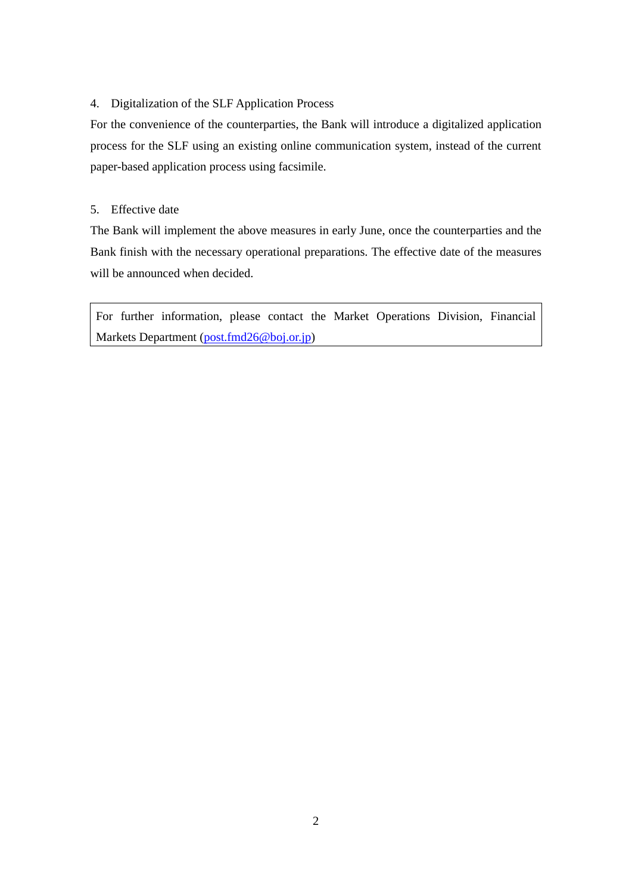4. Digitalization of the SLF Application Process

For the convenience of the counterparties, the Bank will introduce a digitalized application process for the SLF using an existing online communication system, instead of the current paper-based application process using facsimile.

5. Effective date

The Bank will implement the above measures in early June, once the counterparties and the Bank finish with the necessary operational preparations. The effective date of the measures will be announced when decided.

For further information, please contact the Market Operations Division, Financial Markets Department (post.fmd26@boj.or.jp)